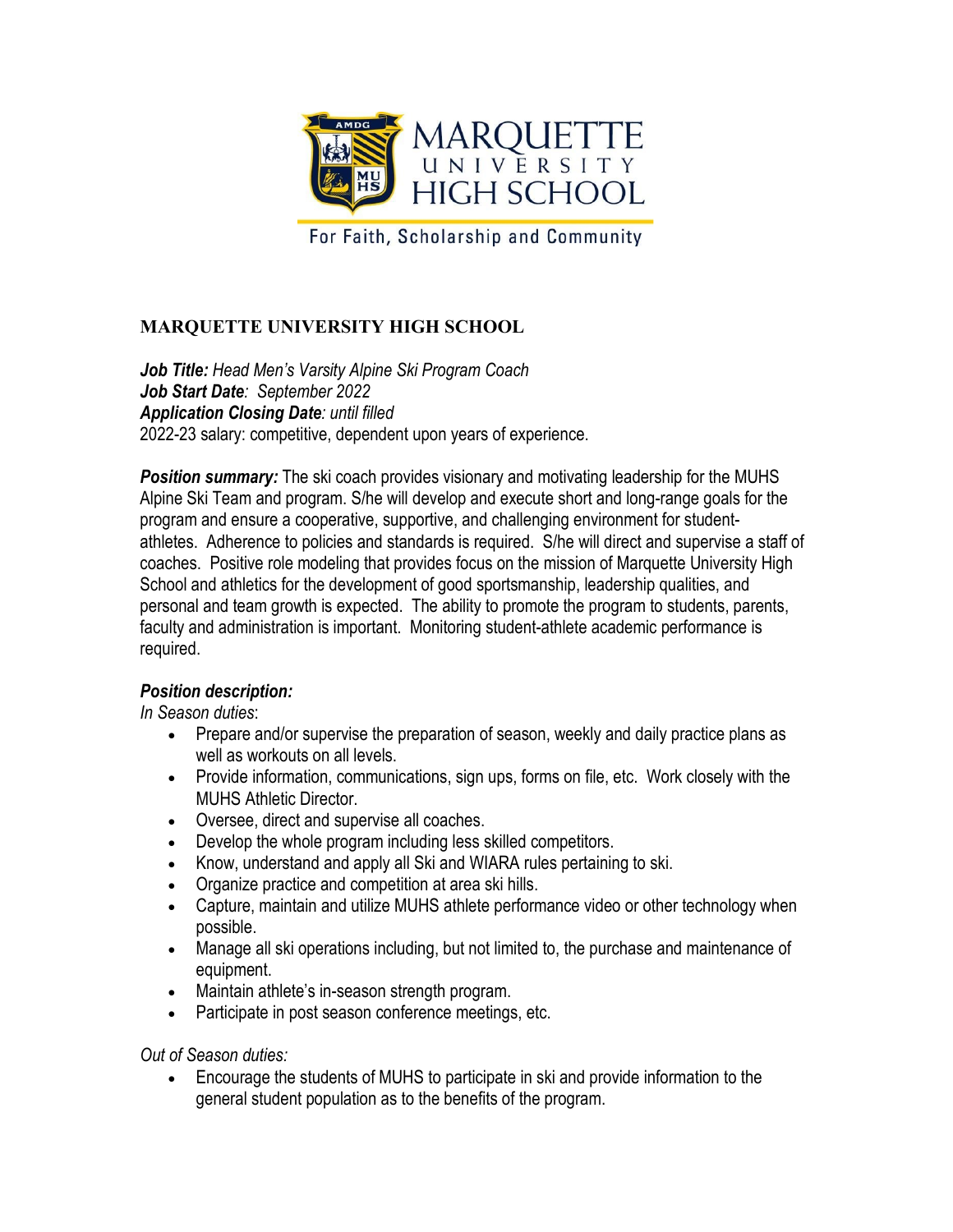# MARQUETTE UNIVERSITY HIGH SCHOOL

***Job Title:*** *Head Men's Varsity Alpine Ski Program Coach*
***Job Start Date****: September 2022*
***Application Closing Date****: until filled*
2022-23 salary: competitive, dependent upon years of experience.

***Position summary:*** The ski coach provides visionary and motivating leadership for the MUHS Alpine Ski Team and program. S/he will develop and execute short and long-range goals for the program and ensure a cooperative, supportive, and challenging environment for student-athletes. Adherence to policies and standards is required. S/he will direct and supervise a staff of coaches. Positive role modeling that provides focus on the mission of Marquette University High School and athletics for the development of good sportsmanship, leadership qualities, and personal and team growth is expected. The ability to promote the program to students, parents, faculty and administration is important. Monitoring student-athlete academic performance is required.

***Position description:***

*In Season duties*:

- Prepare and/or supervise the preparation of season, weekly and daily practice plans as well as workouts on all levels.
- Provide information, communications, sign ups, forms on file, etc. Work closely with the MUHS Athletic Director.
- Oversee, direct and supervise all coaches.
- Develop the whole program including less skilled competitors.
- Know, understand and apply all Ski and WIARA rules pertaining to ski.
- Organize practice and competition at area ski hills.
- Capture, maintain and utilize MUHS athlete performance video or other technology when possible.
- Manage all ski operations including, but not limited to, the purchase and maintenance of equipment.
- Maintain athlete's in-season strength program.
- Participate in post season conference meetings, etc.

*Out of Season duties:*

- Encourage the students of MUHS to participate in ski and provide information to the general student population as to the benefits of the program.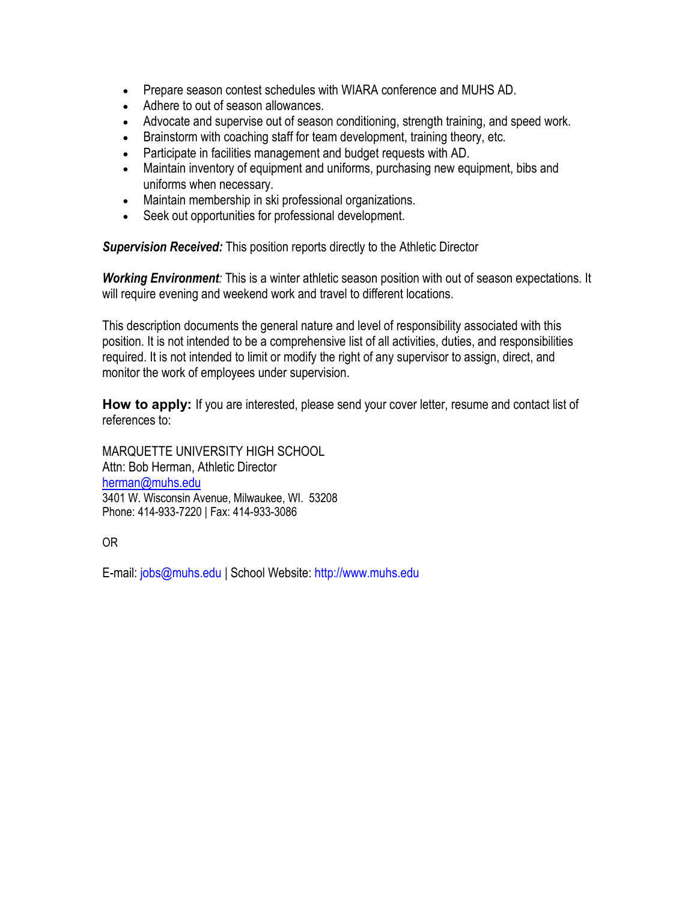- Prepare season contest schedules with WIARA conference and MUHS AD.
- Adhere to out of season allowances.
- Advocate and supervise out of season conditioning, strength training, and speed work.
- Brainstorm with coaching staff for team development, training theory, etc.
- Participate in facilities management and budget requests with AD.
- Maintain inventory of equipment and uniforms, purchasing new equipment, bibs and uniforms when necessary.
- Maintain membership in ski professional organizations.
- Seek out opportunities for professional development.

***Supervision Received:*** This position reports directly to the Athletic Director

***Working Environment****:* This is a winter athletic season position with out of season expectations. It will require evening and weekend work and travel to different locations.

This description documents the general nature and level of responsibility associated with this position. It is not intended to be a comprehensive list of all activities, duties, and responsibilities required. It is not intended to limit or modify the right of any supervisor to assign, direct, and monitor the work of employees under supervision.

**How to apply:** If you are interested, please send your cover letter, resume and contact list of references to:

MARQUETTE UNIVERSITY HIGH SCHOOL
Attn: Bob Herman, Athletic Director
herman@muhs.edu
3401 W. Wisconsin Avenue, Milwaukee, WI. 53208
Phone: 414-933-7220 | Fax: 414-933-3086

OR

E-mail: jobs@muhs.edu | School Website: http://www.muhs.edu